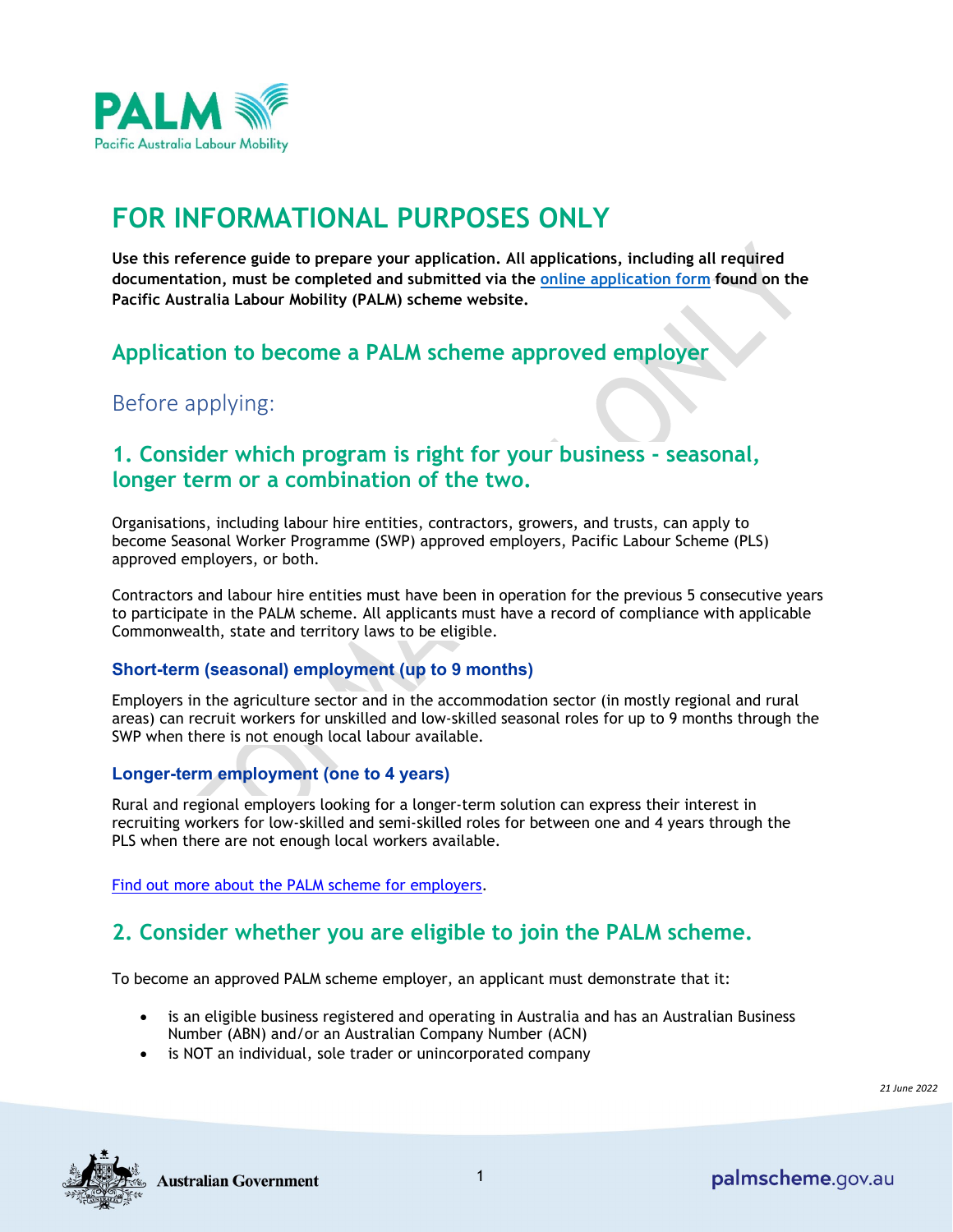# FOR INFORMATIONAL PURPOSES ONLY

**Use this reference guide to prepare your application. All applications, including all required documentation, must be completed and submitted via the online application form found on the Pacific Australia Labour Mobility (PALM) scheme website.**

## Application to become a PALM scheme approved employer

## Before applying:

### 1. Consider which program is right for your business - seasonal, longer term or a combination of the two.

Organisations, including labour hire entities, contractors, growers, and trusts, can apply to become Seasonal Worker Programme (SWP) approved employers, Pacific Labour Scheme (PLS) approved employers, or both.

Contractors and labour hire entities must have been in operation for the previous 5 consecutive years to participate in the PALM scheme. All applicants must have a record of compliance with applicable Commonwealth, state and territory laws to be eligible.

#### Short-term (seasonal) employment (up to 9 months)

Employers in the agriculture sector and in the accommodation sector (in mostly regional and rural areas) can recruit workers for unskilled and low-skilled seasonal roles for up to 9 months through the SWP when there is not enough local labour available.

#### Longer-term employment (one to 4 years)

Rural and regional employers looking for a longer-term solution can express their interest in recruiting workers for low-skilled and semi-skilled roles for between one and 4 years through the PLS when there are not enough local workers available.

Find out more about the PALM scheme for employers.

### 2. Consider whether you are eligible to join the PALM scheme.

To become an approved PALM scheme employer, an applicant must demonstrate that it:

- is an eligible business registered and operating in Australia and has an Australian Business Number (ABN) and/or an Australian Company Number (ACN)
- is NOT an individual, sole trader or unincorporated company

*21 June 2022*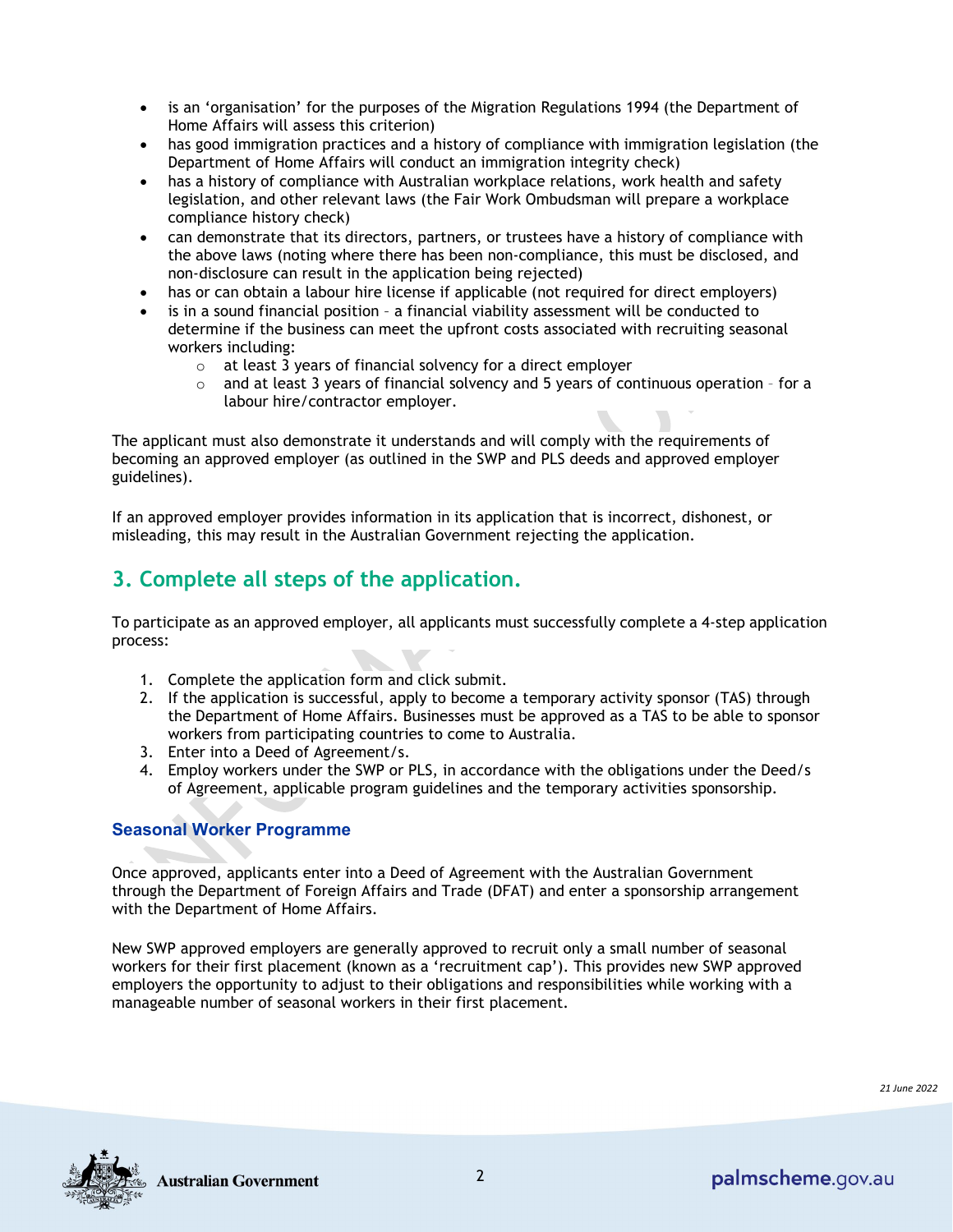- is an 'organisation' for the purposes of the Migration Regulations 1994 (the Department of Home Affairs will assess this criterion)
- has good immigration practices and a history of compliance with immigration legislation (the Department of Home Affairs will conduct an immigration integrity check)
- has a history of compliance with Australian workplace relations, work health and safety legislation, and other relevant laws (the Fair Work Ombudsman will prepare a workplace compliance history check)
- can demonstrate that its directors, partners, or trustees have a history of compliance with the above laws (noting where there has been non-compliance, this must be disclosed, and non-disclosure can result in the application being rejected)
- has or can obtain a labour hire license if applicable (not required for direct employers)
- is in a sound financial position – a financial viability assessment will be conducted to determine if the business can meet the upfront costs associated with recruiting seasonal workers including:
  - at least 3 years of financial solvency for a direct employer
  - and at least 3 years of financial solvency and 5 years of continuous operation – for a labour hire/contractor employer.

The applicant must also demonstrate it understands and will comply with the requirements of becoming an approved employer (as outlined in the SWP and PLS deeds and approved employer guidelines).

If an approved employer provides information in its application that is incorrect, dishonest, or misleading, this may result in the Australian Government rejecting the application.

## 3. Complete all steps of the application.

To participate as an approved employer, all applicants must successfully complete a 4-step application process:

1. Complete the application form and click submit.
2. If the application is successful, apply to become a temporary activity sponsor (TAS) through the Department of Home Affairs. Businesses must be approved as a TAS to be able to sponsor workers from participating countries to come to Australia.
3. Enter into a Deed of Agreement/s.
4. Employ workers under the SWP or PLS, in accordance with the obligations under the Deed/s of Agreement, applicable program guidelines and the temporary activities sponsorship.

### Seasonal Worker Programme

Once approved, applicants enter into a Deed of Agreement with the Australian Government through the Department of Foreign Affairs and Trade (DFAT) and enter a sponsorship arrangement with the Department of Home Affairs.

New SWP approved employers are generally approved to recruit only a small number of seasonal workers for their first placement (known as a 'recruitment cap'). This provides new SWP approved employers the opportunity to adjust to their obligations and responsibilities while working with a manageable number of seasonal workers in their first placement.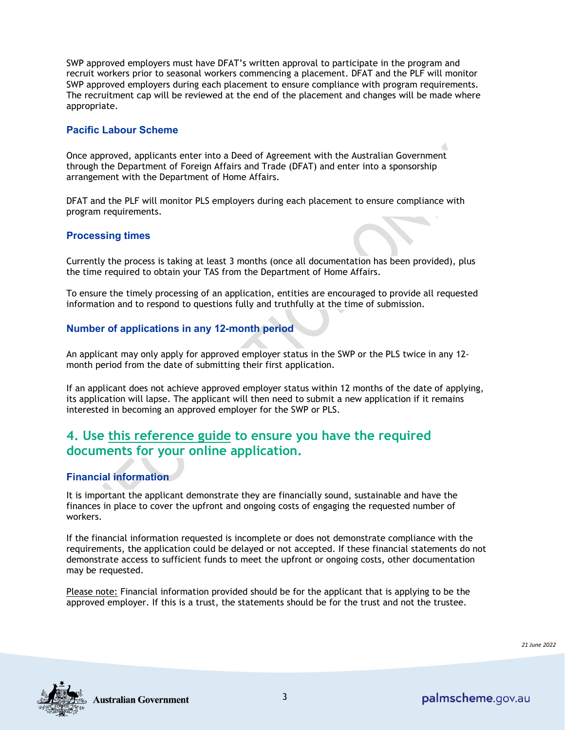SWP approved employers must have DFAT's written approval to participate in the program and recruit workers prior to seasonal workers commencing a placement. DFAT and the PLF will monitor SWP approved employers during each placement to ensure compliance with program requirements. The recruitment cap will be reviewed at the end of the placement and changes will be made where appropriate.

### Pacific Labour Scheme

Once approved, applicants enter into a Deed of Agreement with the Australian Government through the Department of Foreign Affairs and Trade (DFAT) and enter into a sponsorship arrangement with the Department of Home Affairs.

DFAT and the PLF will monitor PLS employers during each placement to ensure compliance with program requirements.

### Processing times

Currently the process is taking at least 3 months (once all documentation has been provided), plus the time required to obtain your TAS from the Department of Home Affairs.

To ensure the timely processing of an application, entities are encouraged to provide all requested information and to respond to questions fully and truthfully at the time of submission.

### Number of applications in any 12-month period

An applicant may only apply for approved employer status in the SWP or the PLS twice in any 12-month period from the date of submitting their first application.

If an applicant does not achieve approved employer status within 12 months of the date of applying, its application will lapse. The applicant will then need to submit a new application if it remains interested in becoming an approved employer for the SWP or PLS.

## 4. Use this reference guide to ensure you have the required documents for your online application.

### Financial information

It is important the applicant demonstrate they are financially sound, sustainable and have the finances in place to cover the upfront and ongoing costs of engaging the requested number of workers.

If the financial information requested is incomplete or does not demonstrate compliance with the requirements, the application could be delayed or not accepted. If these financial statements do not demonstrate access to sufficient funds to meet the upfront or ongoing costs, other documentation may be requested.

Please note: Financial information provided should be for the applicant that is applying to be the approved employer. If this is a trust, the statements should be for the trust and not the trustee.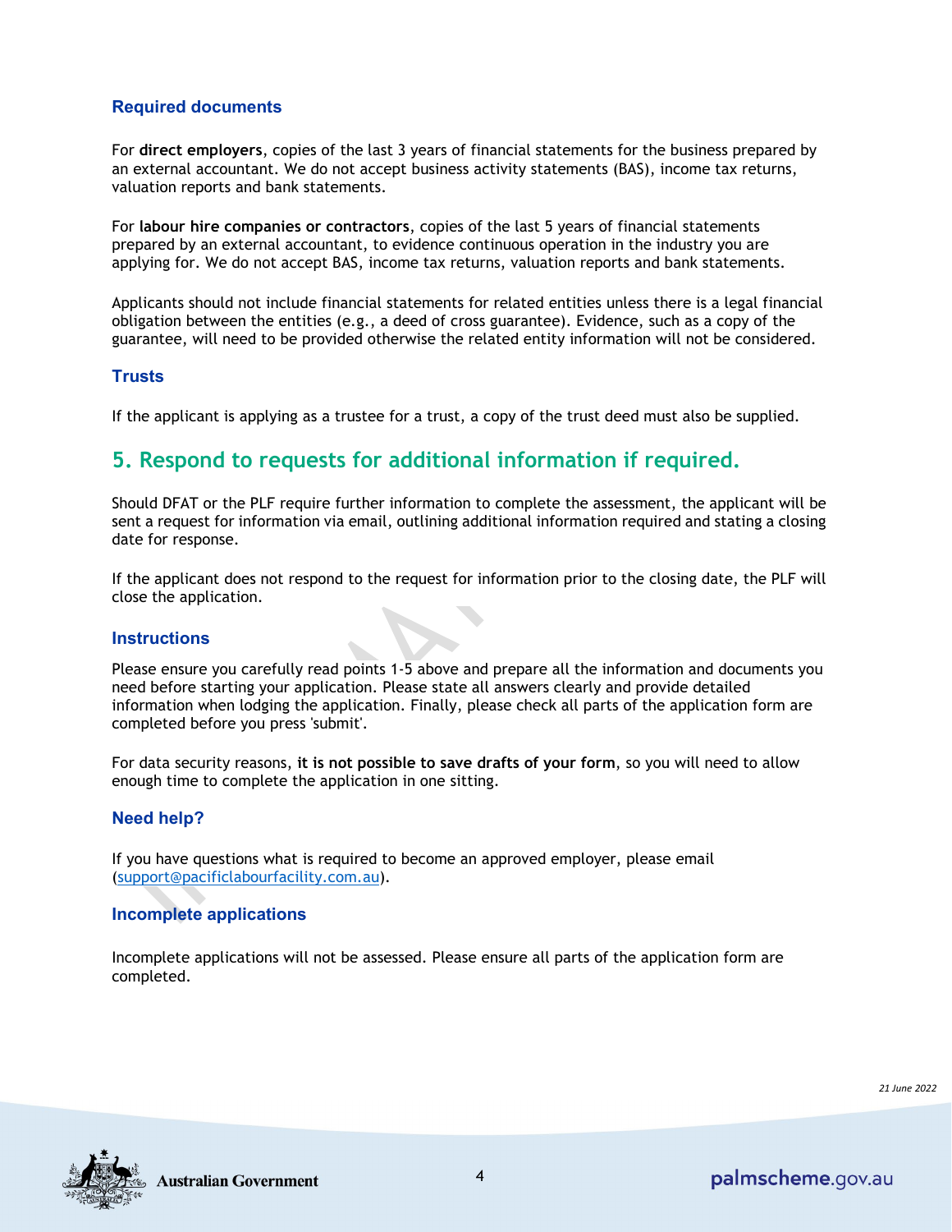### Required documents

For **direct employers**, copies of the last 3 years of financial statements for the business prepared by an external accountant. We do not accept business activity statements (BAS), income tax returns, valuation reports and bank statements.

For **labour hire companies or contractors**, copies of the last 5 years of financial statements prepared by an external accountant, to evidence continuous operation in the industry you are applying for. We do not accept BAS, income tax returns, valuation reports and bank statements.

Applicants should not include financial statements for related entities unless there is a legal financial obligation between the entities (e.g., a deed of cross guarantee). Evidence, such as a copy of the guarantee, will need to be provided otherwise the related entity information will not be considered.

### Trusts

If the applicant is applying as a trustee for a trust, a copy of the trust deed must also be supplied.

## 5. Respond to requests for additional information if required.

Should DFAT or the PLF require further information to complete the assessment, the applicant will be sent a request for information via email, outlining additional information required and stating a closing date for response.

If the applicant does not respond to the request for information prior to the closing date, the PLF will close the application.

### Instructions

Please ensure you carefully read points 1-5 above and prepare all the information and documents you need before starting your application. Please state all answers clearly and provide detailed information when lodging the application. Finally, please check all parts of the application form are completed before you press 'submit'.

For data security reasons, **it is not possible to save drafts of your form**, so you will need to allow enough time to complete the application in one sitting.

### Need help?

If you have questions what is required to become an approved employer, please email (support@pacificlabourfacility.com.au).

### Incomplete applications

Incomplete applications will not be assessed. Please ensure all parts of the application form are completed.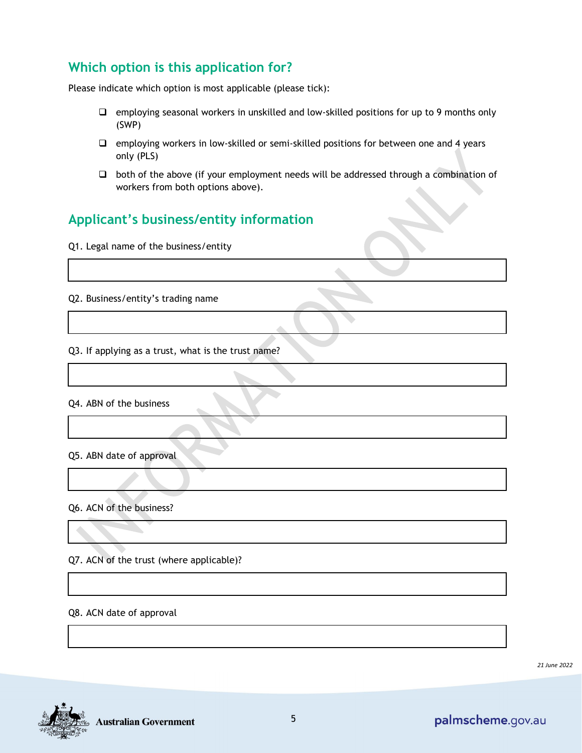## Which option is this application for?

Please indicate which option is most applicable (please tick):

- ☐ employing seasonal workers in unskilled and low-skilled positions for up to 9 months only (SWP)
- ☐ employing workers in low-skilled or semi-skilled positions for between one and 4 years only (PLS)
- ☐ both of the above (if your employment needs will be addressed through a combination of workers from both options above).

## Applicant's business/entity information

Q1. Legal name of the business/entity

Q2. Business/entity's trading name

Q3. If applying as a trust, what is the trust name?

Q4. ABN of the business

Q5. ABN date of approval

Q6. ACN of the business?

Q7. ACN of the trust (where applicable)?

Q8. ACN date of approval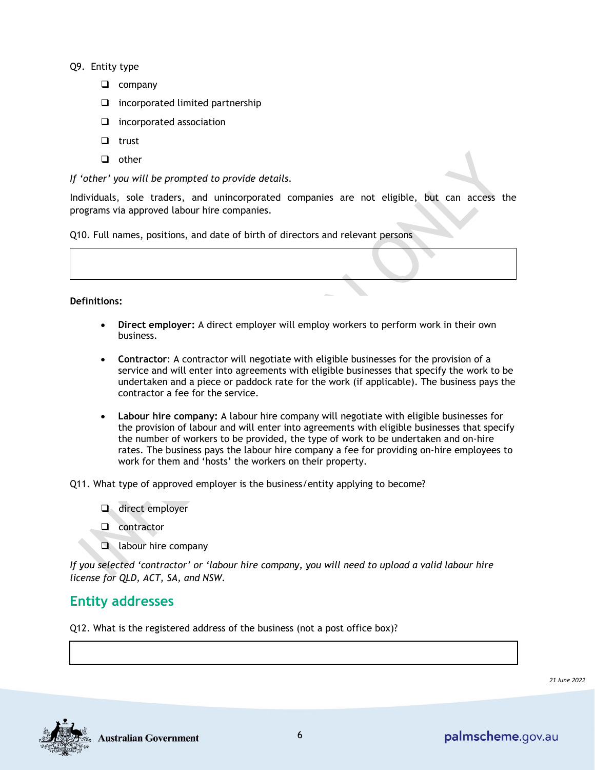Q9. Entity type

- ☐ company
- ☐ incorporated limited partnership
- ☐ incorporated association
- ☐ trust
- ☐ other

*If 'other' you will be prompted to provide details.*

Individuals, sole traders, and unincorporated companies are not eligible, but can access the programs via approved labour hire companies.

Q10. Full names, positions, and date of birth of directors and relevant persons

| |
|---|
| |

**Definitions:**

- **Direct employer:** A direct employer will employ workers to perform work in their own business.
- **Contractor**: A contractor will negotiate with eligible businesses for the provision of a service and will enter into agreements with eligible businesses that specify the work to be undertaken and a piece or paddock rate for the work (if applicable). The business pays the contractor a fee for the service.
- **Labour hire company:** A labour hire company will negotiate with eligible businesses for the provision of labour and will enter into agreements with eligible businesses that specify the number of workers to be provided, the type of work to be undertaken and on-hire rates. The business pays the labour hire company a fee for providing on-hire employees to work for them and 'hosts' the workers on their property.

Q11. What type of approved employer is the business/entity applying to become?

- ☐ direct employer
- ☐ contractor
- ☐ labour hire company

*If you selected 'contractor' or 'labour hire company, you will need to upload a valid labour hire license for QLD, ACT, SA, and NSW.*

## Entity addresses

Q12. What is the registered address of the business (not a post office box)?

| |
|---|
| |

21 June 2022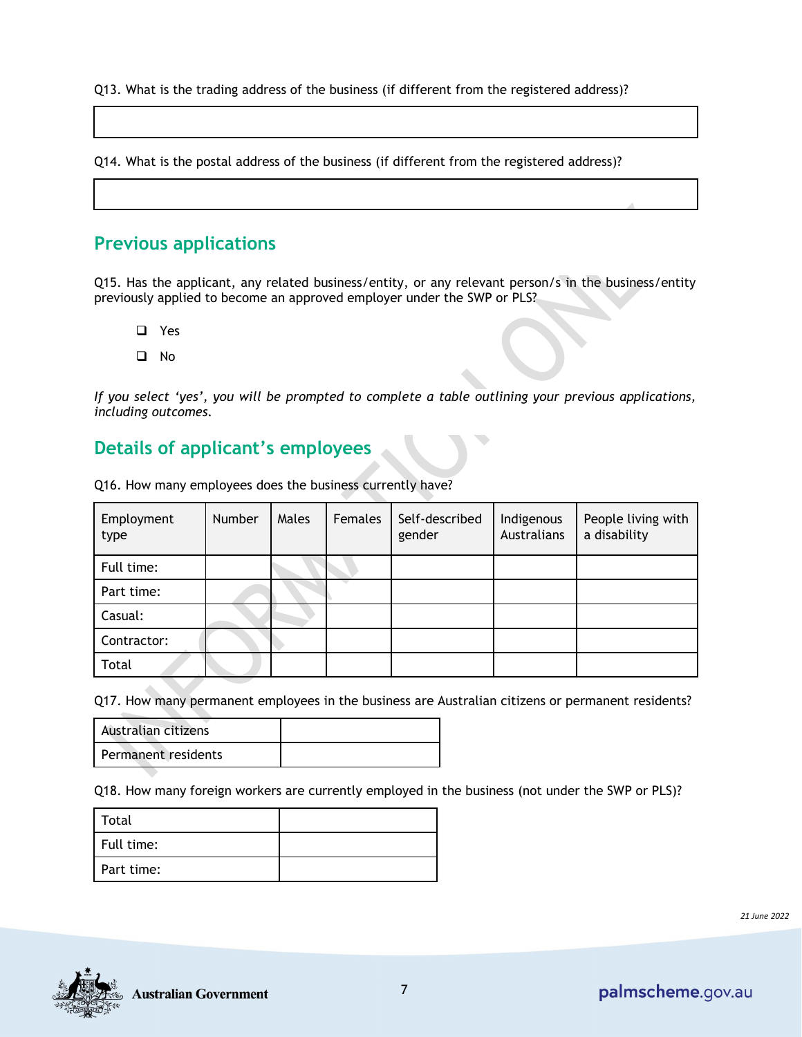Q13. What is the trading address of the business (if different from the registered address)?

| |
|---|
| |

Q14. What is the postal address of the business (if different from the registered address)?

| |
|---|
| |

## Previous applications

Q15. Has the applicant, any related business/entity, or any relevant person/s in the business/entity previously applied to become an approved employer under the SWP or PLS?

- ❑ Yes
- ❑ No

*If you select 'yes', you will be prompted to complete a table outlining your previous applications, including outcomes.*

## Details of applicant's employees

Q16. How many employees does the business currently have?

| Employment type | Number | Males | Females | Self-described gender | Indigenous Australians | People living with a disability |
|---|---|---|---|---|---|---|
| Full time: | | | | | | |
| Part time: | | | | | | |
| Casual: | | | | | | |
| Contractor: | | | | | | |
| Total | | | | | | |

Q17. How many permanent employees in the business are Australian citizens or permanent residents?

| | |
|---|---|
| Australian citizens | |
| Permanent residents | |

Q18. How many foreign workers are currently employed in the business (not under the SWP or PLS)?

| | |
|---|---|
| Total | |
| Full time: | |
| Part time: | |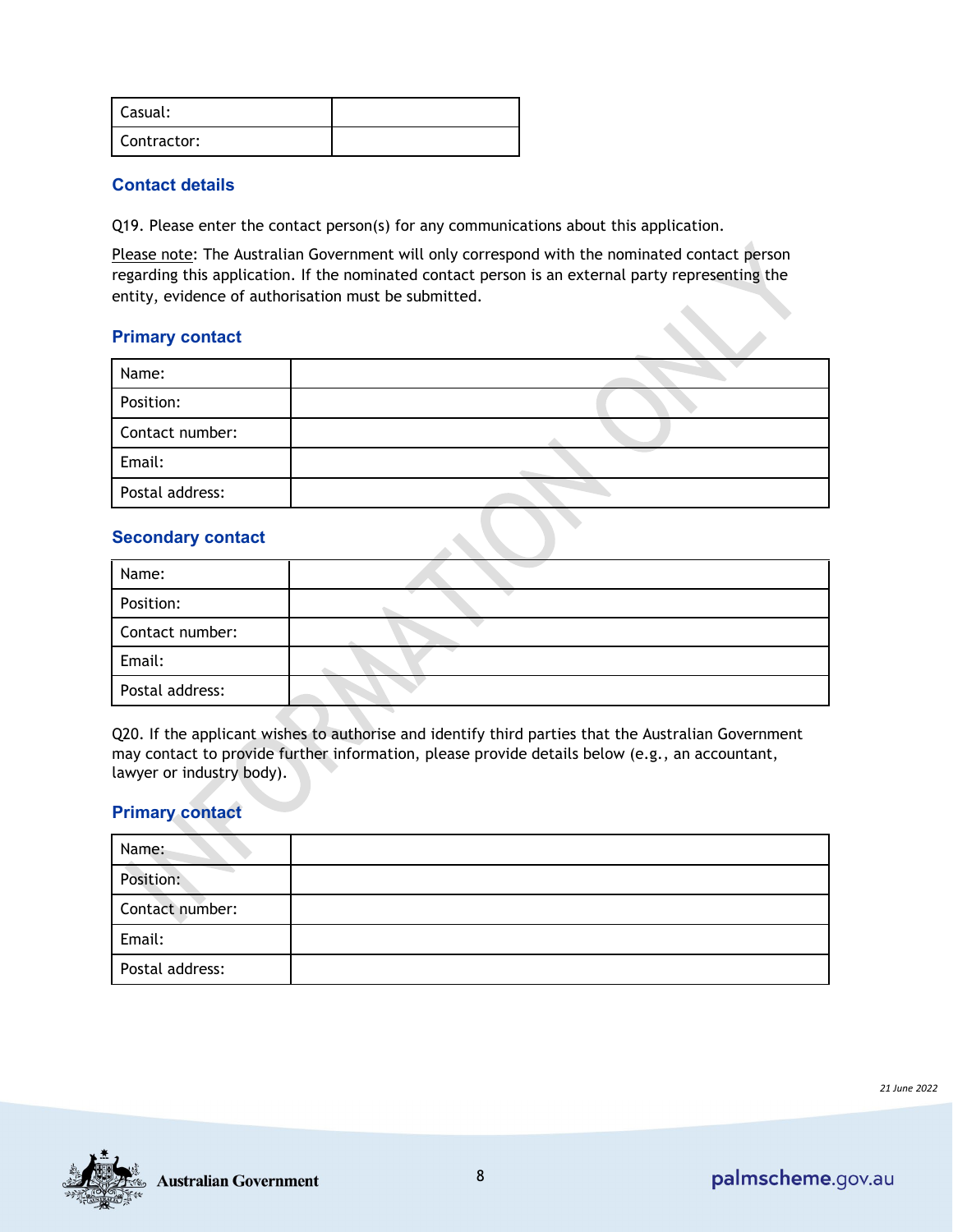| Casual: | |
|---|---|
| Contractor: | |

### Contact details

Q19. Please enter the contact person(s) for any communications about this application.

Please note: The Australian Government will only correspond with the nominated contact person regarding this application. If the nominated contact person is an external party representing the entity, evidence of authorisation must be submitted.

### Primary contact

| Name: | |
|---|---|
| Position: | |
| Contact number: | |
| Email: | |
| Postal address: | |

### Secondary contact

| Name: | |
|---|---|
| Position: | |
| Contact number: | |
| Email: | |
| Postal address: | |

Q20. If the applicant wishes to authorise and identify third parties that the Australian Government may contact to provide further information, please provide details below (e.g., an accountant, lawyer or industry body).

### Primary contact

| Name: | |
|---|---|
| Position: | |
| Contact number: | |
| Email: | |
| Postal address: | |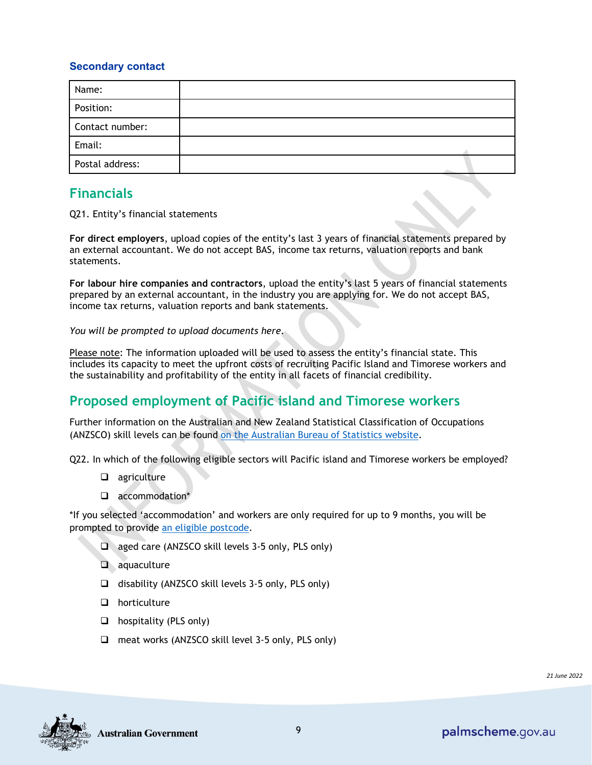### Secondary contact

| Name: | |
|---|---|
| Position: | |
| Contact number: | |
| Email: | |
| Postal address: | |

## Financials

Q21. Entity's financial statements

**For direct employers**, upload copies of the entity's last 3 years of financial statements prepared by an external accountant. We do not accept BAS, income tax returns, valuation reports and bank statements.

**For labour hire companies and contractors**, upload the entity's last 5 years of financial statements prepared by an external accountant, in the industry you are applying for. We do not accept BAS, income tax returns, valuation reports and bank statements.

*You will be prompted to upload documents here.*

Please note: The information uploaded will be used to assess the entity's financial state. This includes its capacity to meet the upfront costs of recruiting Pacific Island and Timorese workers and the sustainability and profitability of the entity in all facets of financial credibility.

## Proposed employment of Pacific island and Timorese workers

Further information on the Australian and New Zealand Statistical Classification of Occupations (ANZSCO) skill levels can be found on the Australian Bureau of Statistics website.

Q22. In which of the following eligible sectors will Pacific island and Timorese workers be employed?

- ☐ agriculture
- ☐ accommodation*

*If you selected 'accommodation' and workers are only required for up to 9 months, you will be prompted to provide an eligible postcode.

- ☐ aged care (ANZSCO skill levels 3-5 only, PLS only)
- ☐ aquaculture
- ☐ disability (ANZSCO skill levels 3-5 only, PLS only)
- ☐ horticulture
- ☐ hospitality (PLS only)
- ☐ meat works (ANZSCO skill level 3-5 only, PLS only)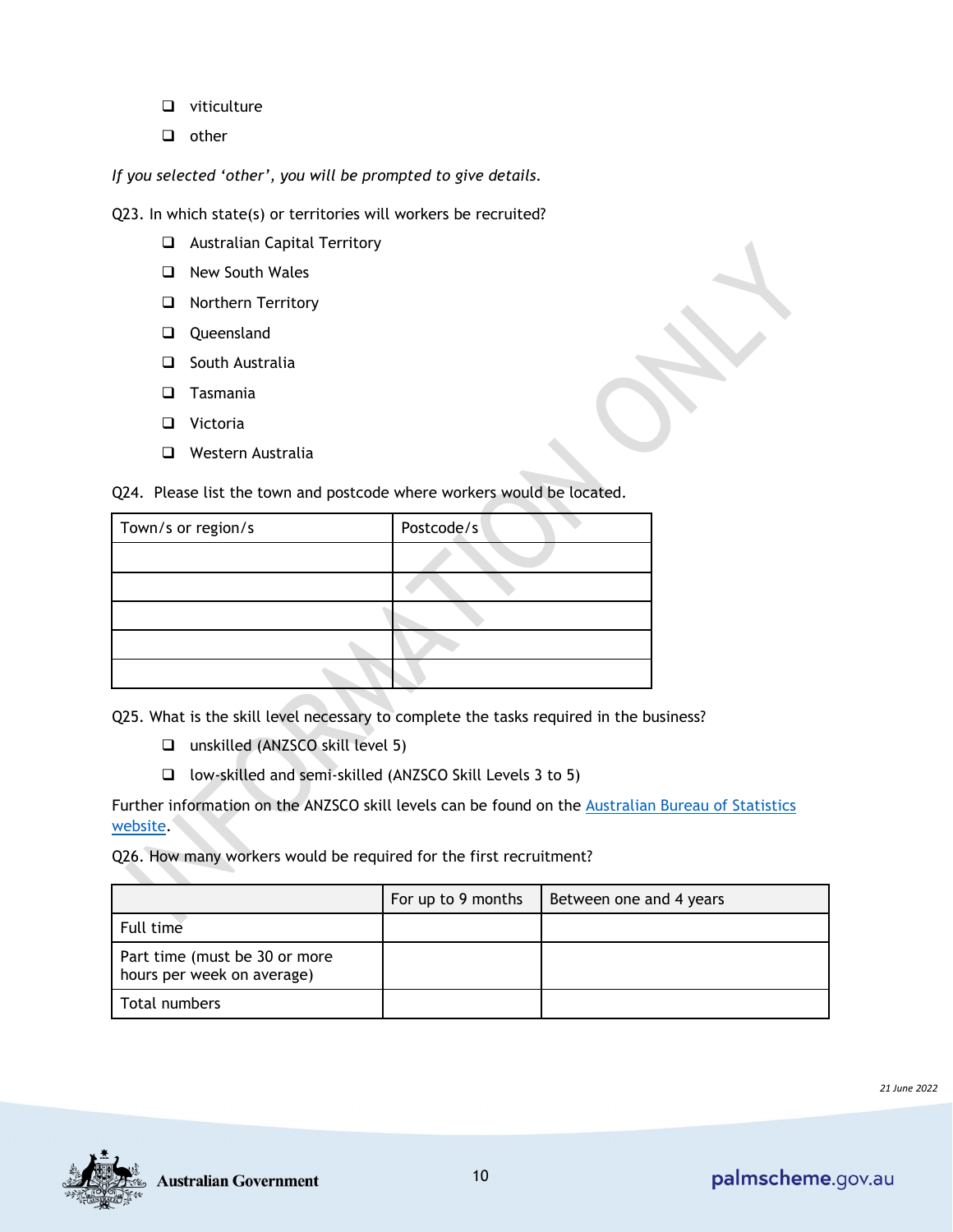- ❑ viticulture
- ❑ other

*If you selected ‘other’, you will be prompted to give details.*

Q23. In which state(s) or territories will workers be recruited?

- ❑ Australian Capital Territory
- ❑ New South Wales
- ❑ Northern Territory
- ❑ Queensland
- ❑ South Australia
- ❑ Tasmania
- ❑ Victoria
- ❑ Western Australia

Q24. Please list the town and postcode where workers would be located.

| Town/s or region/s | Postcode/s |
|---|---|
| | |
| | |
| | |
| | |
| | |

Q25. What is the skill level necessary to complete the tasks required in the business?

- ❑ unskilled (ANZSCO skill level 5)
- ❑ low-skilled and semi-skilled (ANZSCO Skill Levels 3 to 5)

Further information on the ANZSCO skill levels can be found on the [Australian Bureau of Statistics website](Australian Bureau of Statistics website).

Q26. How many workers would be required for the first recruitment?

| | For up to 9 months | Between one and 4 years |
|---|---|---|
| Full time | | |
| Part time (must be 30 or more hours per week on average) | | |
| Total numbers | | |

*21 June 2022*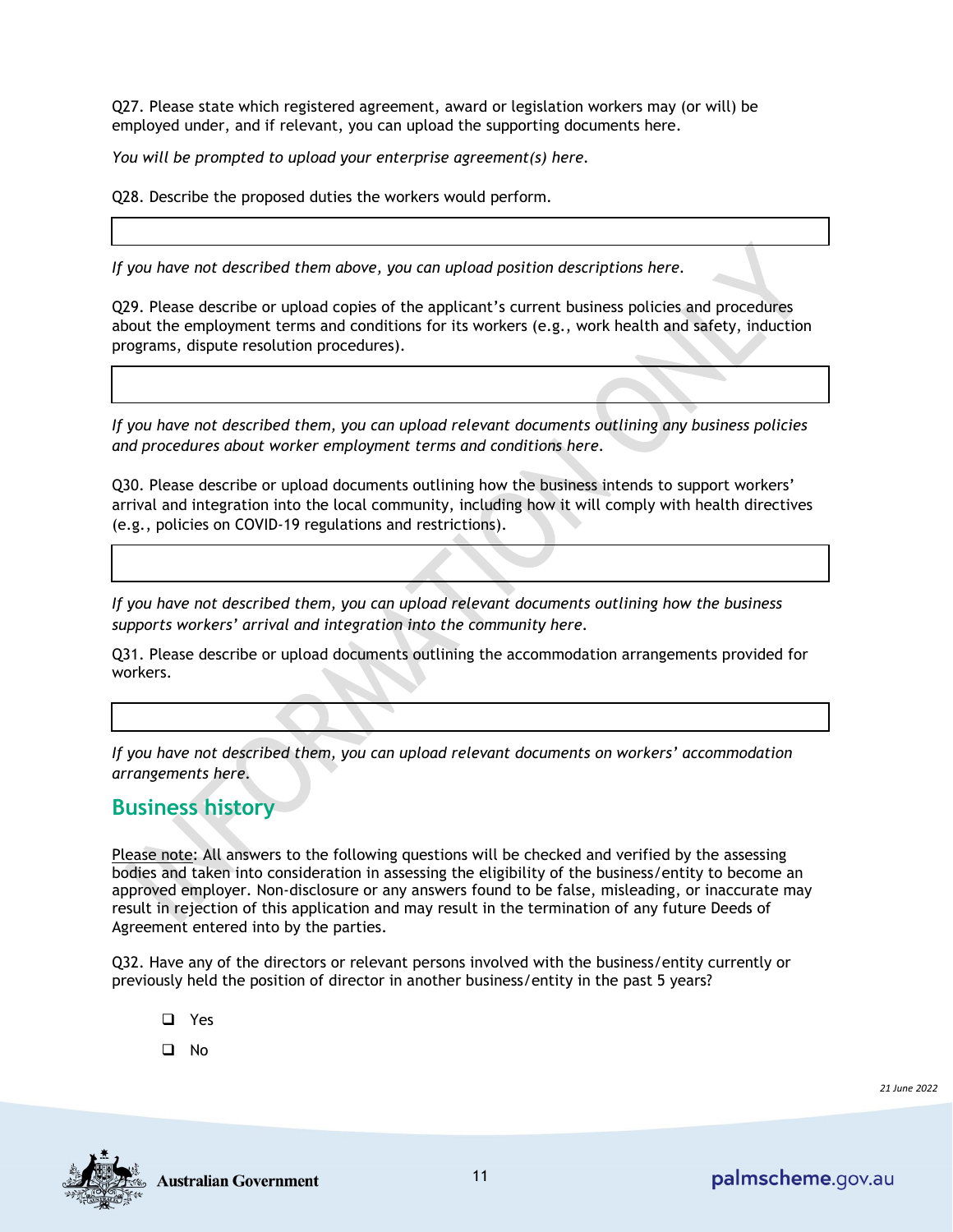Q27. Please state which registered agreement, award or legislation workers may (or will) be employed under, and if relevant, you can upload the supporting documents here.

*You will be prompted to upload your enterprise agreement(s) here.*

Q28. Describe the proposed duties the workers would perform.

| |
|---|
| |

*If you have not described them above, you can upload position descriptions here.*

Q29. Please describe or upload copies of the applicant's current business policies and procedures about the employment terms and conditions for its workers (e.g., work health and safety, induction programs, dispute resolution procedures).

| |
|---|
| |

*If you have not described them, you can upload relevant documents outlining any business policies and procedures about worker employment terms and conditions here.*

Q30. Please describe or upload documents outlining how the business intends to support workers' arrival and integration into the local community, including how it will comply with health directives (e.g., policies on COVID-19 regulations and restrictions).

| |
|---|
| |

*If you have not described them, you can upload relevant documents outlining how the business supports workers' arrival and integration into the community here.*

Q31. Please describe or upload documents outlining the accommodation arrangements provided for workers.

| |
|---|
| |

*If you have not described them, you can upload relevant documents on workers' accommodation arrangements here.*

## Business history

Please note: All answers to the following questions will be checked and verified by the assessing bodies and taken into consideration in assessing the eligibility of the business/entity to become an approved employer. Non-disclosure or any answers found to be false, misleading, or inaccurate may result in rejection of this application and may result in the termination of any future Deeds of Agreement entered into by the parties.

Q32. Have any of the directors or relevant persons involved with the business/entity currently or previously held the position of director in another business/entity in the past 5 years?

- ☐ Yes
- ☐ No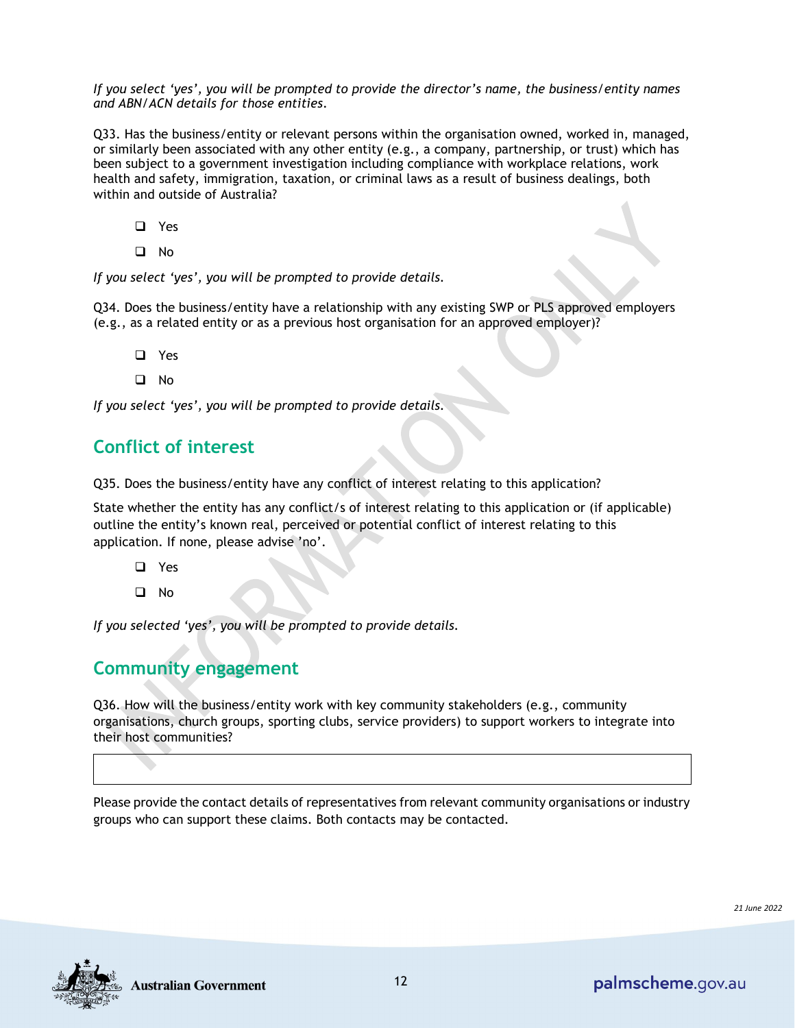*If you select 'yes', you will be prompted to provide the director's name, the business/entity names and ABN/ACN details for those entities.*

Q33. Has the business/entity or relevant persons within the organisation owned, worked in, managed, or similarly been associated with any other entity (e.g., a company, partnership, or trust) which has been subject to a government investigation including compliance with workplace relations, work health and safety, immigration, taxation, or criminal laws as a result of business dealings, both within and outside of Australia?

- ☐ Yes
- ☐ No

*If you select 'yes', you will be prompted to provide details.*

Q34. Does the business/entity have a relationship with any existing SWP or PLS approved employers (e.g., as a related entity or as a previous host organisation for an approved employer)?

- ☐ Yes
- ☐ No

*If you select 'yes', you will be prompted to provide details.*

## Conflict of interest

Q35. Does the business/entity have any conflict of interest relating to this application?

State whether the entity has any conflict/s of interest relating to this application or (if applicable) outline the entity's known real, perceived or potential conflict of interest relating to this application. If none, please advise 'no'.

- ☐ Yes
- ☐ No

*If you selected 'yes', you will be prompted to provide details.*

## Community engagement

Q36. How will the business/entity work with key community stakeholders (e.g., community organisations, church groups, sporting clubs, service providers) to support workers to integrate into their host communities?

| |
|---|
| |

Please provide the contact details of representatives from relevant community organisations or industry groups who can support these claims. Both contacts may be contacted.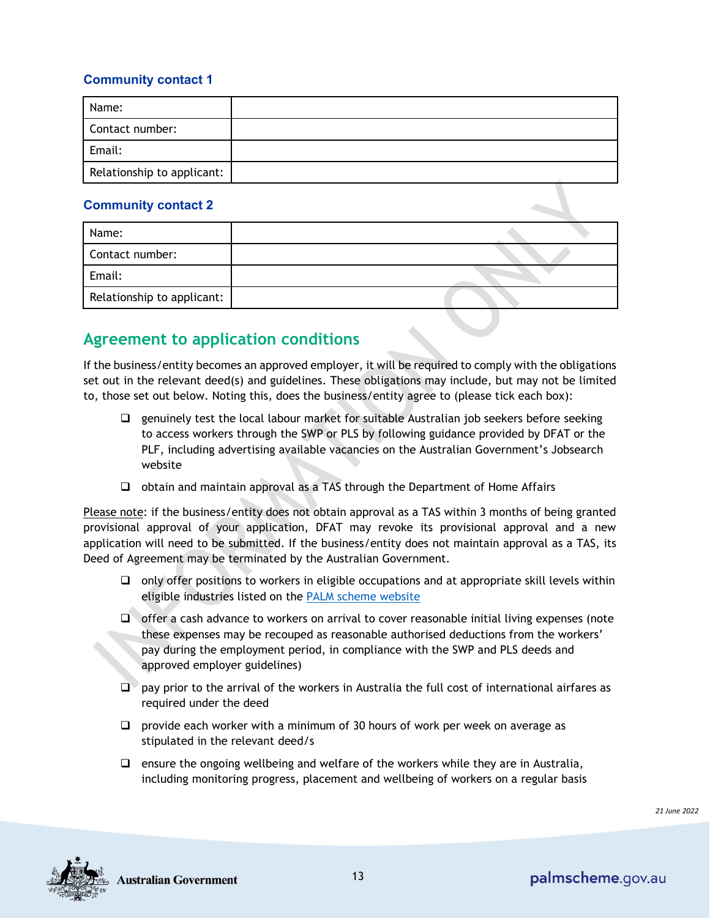### Community contact 1

| Name: | |
|---|---|
| Contact number: | |
| Email: | |
| Relationship to applicant: | |

### Community contact 2

| Name: | |
|---|---|
| Contact number: | |
| Email: | |
| Relationship to applicant: | |

## Agreement to application conditions

If the business/entity becomes an approved employer, it will be required to comply with the obligations set out in the relevant deed(s) and guidelines. These obligations may include, but may not be limited to, those set out below. Noting this, does the business/entity agree to (please tick each box):

- ❑ genuinely test the local labour market for suitable Australian job seekers before seeking to access workers through the SWP or PLS by following guidance provided by DFAT or the PLF, including advertising available vacancies on the Australian Government's Jobsearch website
- ❑ obtain and maintain approval as a TAS through the Department of Home Affairs

Please note: if the business/entity does not obtain approval as a TAS within 3 months of being granted provisional approval of your application, DFAT may revoke its provisional approval and a new application will need to be submitted. If the business/entity does not maintain approval as a TAS, its Deed of Agreement may be terminated by the Australian Government.

- ❑ only offer positions to workers in eligible occupations and at appropriate skill levels within eligible industries listed on the PALM scheme website
- ❑ offer a cash advance to workers on arrival to cover reasonable initial living expenses (note these expenses may be recouped as reasonable authorised deductions from the workers' pay during the employment period, in compliance with the SWP and PLS deeds and approved employer guidelines)
- ❑ pay prior to the arrival of the workers in Australia the full cost of international airfares as required under the deed
- ❑ provide each worker with a minimum of 30 hours of work per week on average as stipulated in the relevant deed/s
- ❑ ensure the ongoing wellbeing and welfare of the workers while they are in Australia, including monitoring progress, placement and wellbeing of workers on a regular basis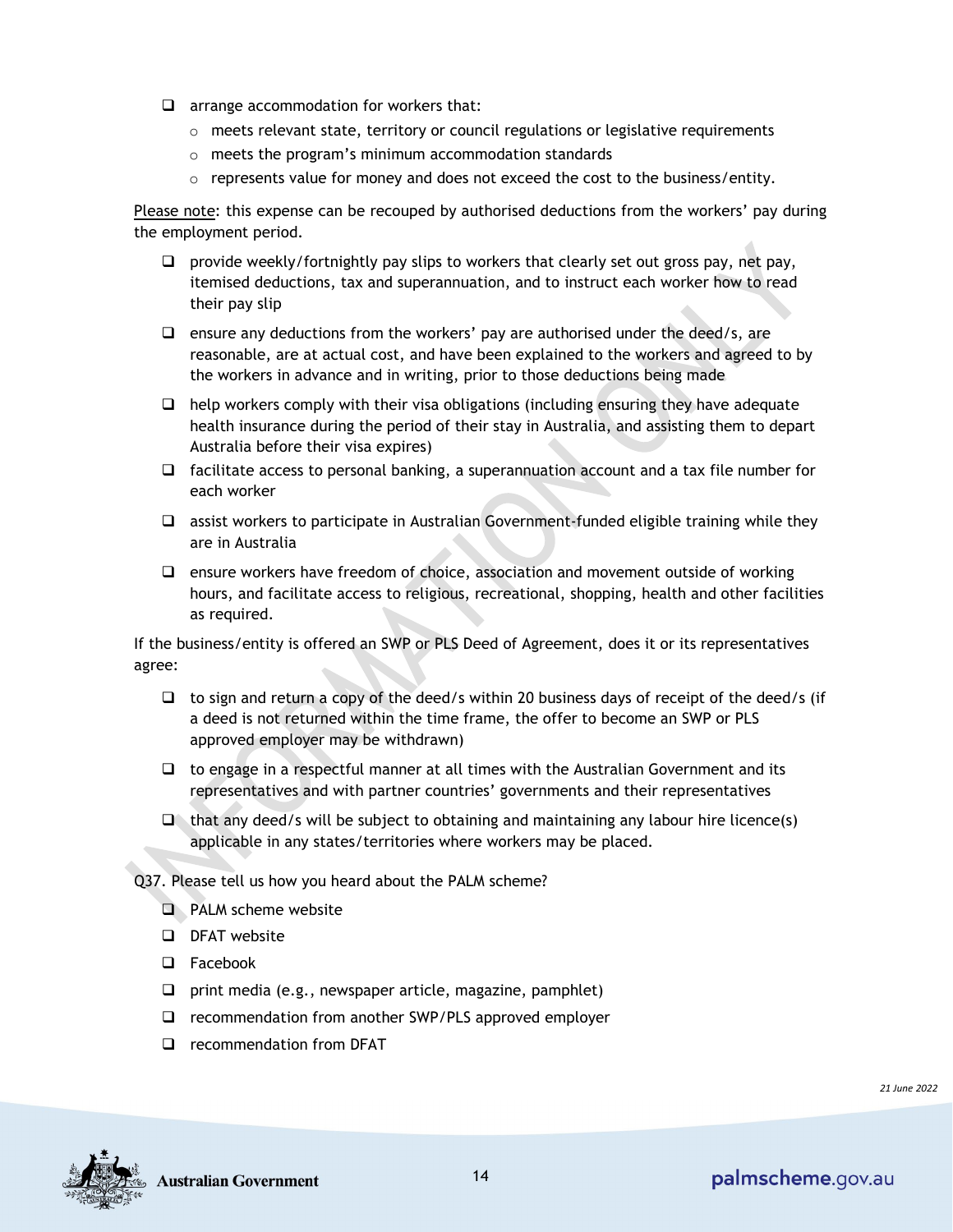- ❑ arrange accommodation for workers that:
  - meets relevant state, territory or council regulations or legislative requirements
  - meets the program's minimum accommodation standards
  - represents value for money and does not exceed the cost to the business/entity.

Please note: this expense can be recouped by authorised deductions from the workers' pay during the employment period.

- ❑ provide weekly/fortnightly pay slips to workers that clearly set out gross pay, net pay, itemised deductions, tax and superannuation, and to instruct each worker how to read their pay slip
- ❑ ensure any deductions from the workers' pay are authorised under the deed/s, are reasonable, are at actual cost, and have been explained to the workers and agreed to by the workers in advance and in writing, prior to those deductions being made
- ❑ help workers comply with their visa obligations (including ensuring they have adequate health insurance during the period of their stay in Australia, and assisting them to depart Australia before their visa expires)
- ❑ facilitate access to personal banking, a superannuation account and a tax file number for each worker
- ❑ assist workers to participate in Australian Government-funded eligible training while they are in Australia
- ❑ ensure workers have freedom of choice, association and movement outside of working hours, and facilitate access to religious, recreational, shopping, health and other facilities as required.

If the business/entity is offered an SWP or PLS Deed of Agreement, does it or its representatives agree:

- ❑ to sign and return a copy of the deed/s within 20 business days of receipt of the deed/s (if a deed is not returned within the time frame, the offer to become an SWP or PLS approved employer may be withdrawn)
- ❑ to engage in a respectful manner at all times with the Australian Government and its representatives and with partner countries' governments and their representatives
- ❑ that any deed/s will be subject to obtaining and maintaining any labour hire licence(s) applicable in any states/territories where workers may be placed.

Q37. Please tell us how you heard about the PALM scheme?

- ❑ PALM scheme website
- ❑ DFAT website
- ❑ Facebook
- ❑ print media (e.g., newspaper article, magazine, pamphlet)
- ❑ recommendation from another SWP/PLS approved employer
- ❑ recommendation from DFAT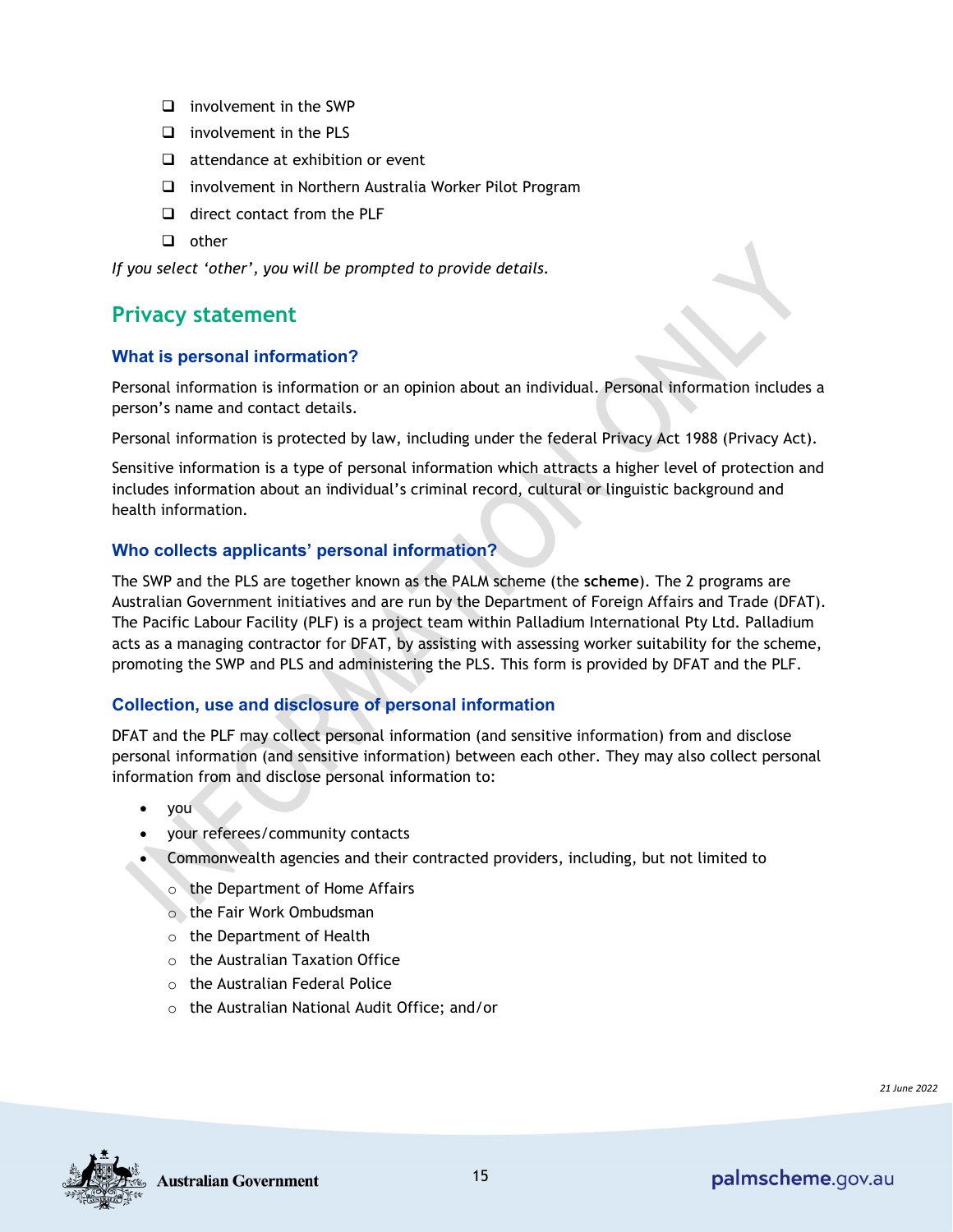- ❑ involvement in the SWP
- ❑ involvement in the PLS
- ❑ attendance at exhibition or event
- ❑ involvement in Northern Australia Worker Pilot Program
- ❑ direct contact from the PLF
- ❑ other

*If you select 'other', you will be prompted to provide details.*

## Privacy statement

### What is personal information?

Personal information is information or an opinion about an individual. Personal information includes a person's name and contact details.

Personal information is protected by law, including under the federal Privacy Act 1988 (Privacy Act).

Sensitive information is a type of personal information which attracts a higher level of protection and includes information about an individual's criminal record, cultural or linguistic background and health information.

### Who collects applicants' personal information?

The SWP and the PLS are together known as the PALM scheme (the **scheme**). The 2 programs are Australian Government initiatives and are run by the Department of Foreign Affairs and Trade (DFAT). The Pacific Labour Facility (PLF) is a project team within Palladium International Pty Ltd. Palladium acts as a managing contractor for DFAT, by assisting with assessing worker suitability for the scheme, promoting the SWP and PLS and administering the PLS. This form is provided by DFAT and the PLF.

### Collection, use and disclosure of personal information

DFAT and the PLF may collect personal information (and sensitive information) from and disclose personal information (and sensitive information) between each other. They may also collect personal information from and disclose personal information to:

- you
- your referees/community contacts
- Commonwealth agencies and their contracted providers, including, but not limited to
  - the Department of Home Affairs
  - the Fair Work Ombudsman
  - the Department of Health
  - the Australian Taxation Office
  - the Australian Federal Police
  - the Australian National Audit Office; and/or

21 June 2022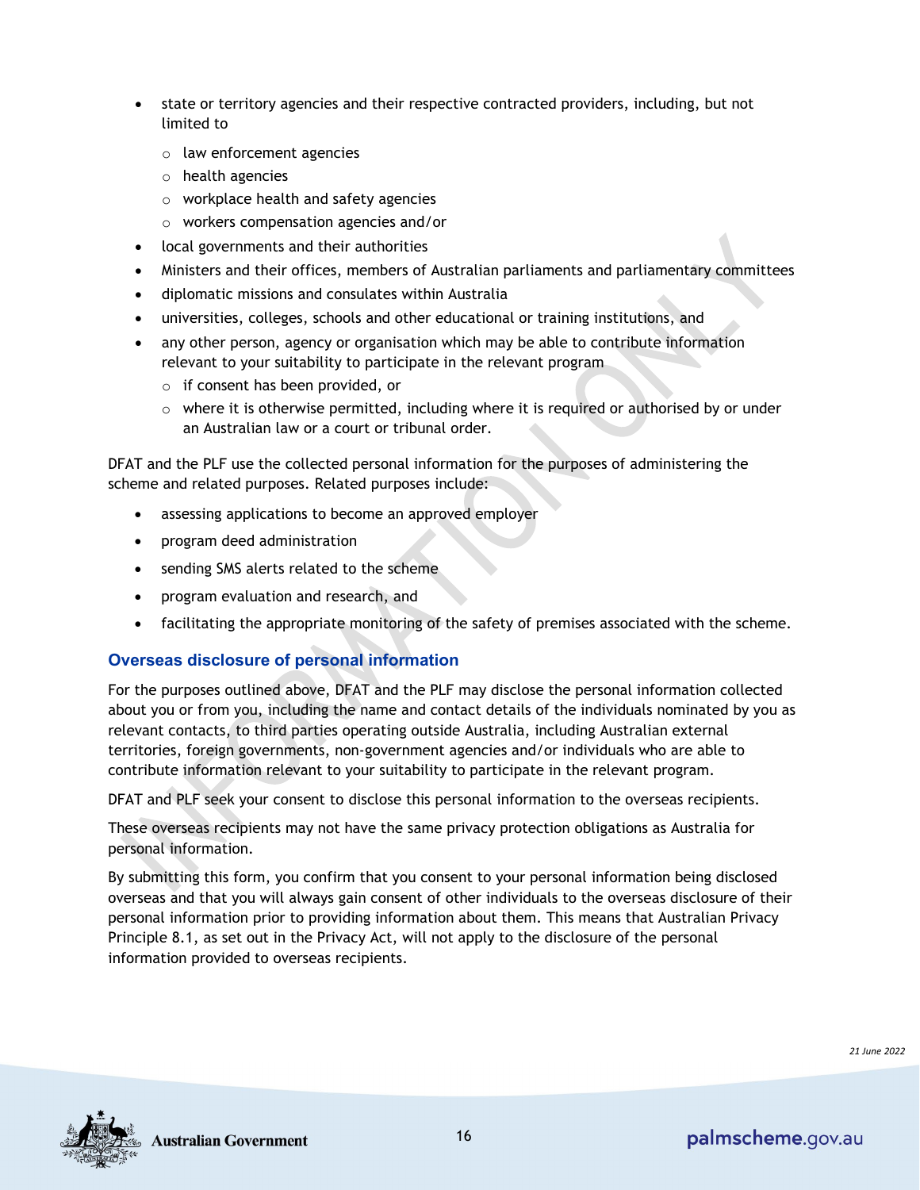- state or territory agencies and their respective contracted providers, including, but not limited to
  - law enforcement agencies
  - health agencies
  - workplace health and safety agencies
  - workers compensation agencies and/or
- local governments and their authorities
- Ministers and their offices, members of Australian parliaments and parliamentary committees
- diplomatic missions and consulates within Australia
- universities, colleges, schools and other educational or training institutions, and
- any other person, agency or organisation which may be able to contribute information relevant to your suitability to participate in the relevant program
  - if consent has been provided, or
  - where it is otherwise permitted, including where it is required or authorised by or under an Australian law or a court or tribunal order.

DFAT and the PLF use the collected personal information for the purposes of administering the scheme and related purposes. Related purposes include:

- assessing applications to become an approved employer
- program deed administration
- sending SMS alerts related to the scheme
- program evaluation and research, and
- facilitating the appropriate monitoring of the safety of premises associated with the scheme.

### Overseas disclosure of personal information

For the purposes outlined above, DFAT and the PLF may disclose the personal information collected about you or from you, including the name and contact details of the individuals nominated by you as relevant contacts, to third parties operating outside Australia, including Australian external territories, foreign governments, non-government agencies and/or individuals who are able to contribute information relevant to your suitability to participate in the relevant program.

DFAT and PLF seek your consent to disclose this personal information to the overseas recipients.

These overseas recipients may not have the same privacy protection obligations as Australia for personal information.

By submitting this form, you confirm that you consent to your personal information being disclosed overseas and that you will always gain consent of other individuals to the overseas disclosure of their personal information prior to providing information about them. This means that Australian Privacy Principle 8.1, as set out in the Privacy Act, will not apply to the disclosure of the personal information provided to overseas recipients.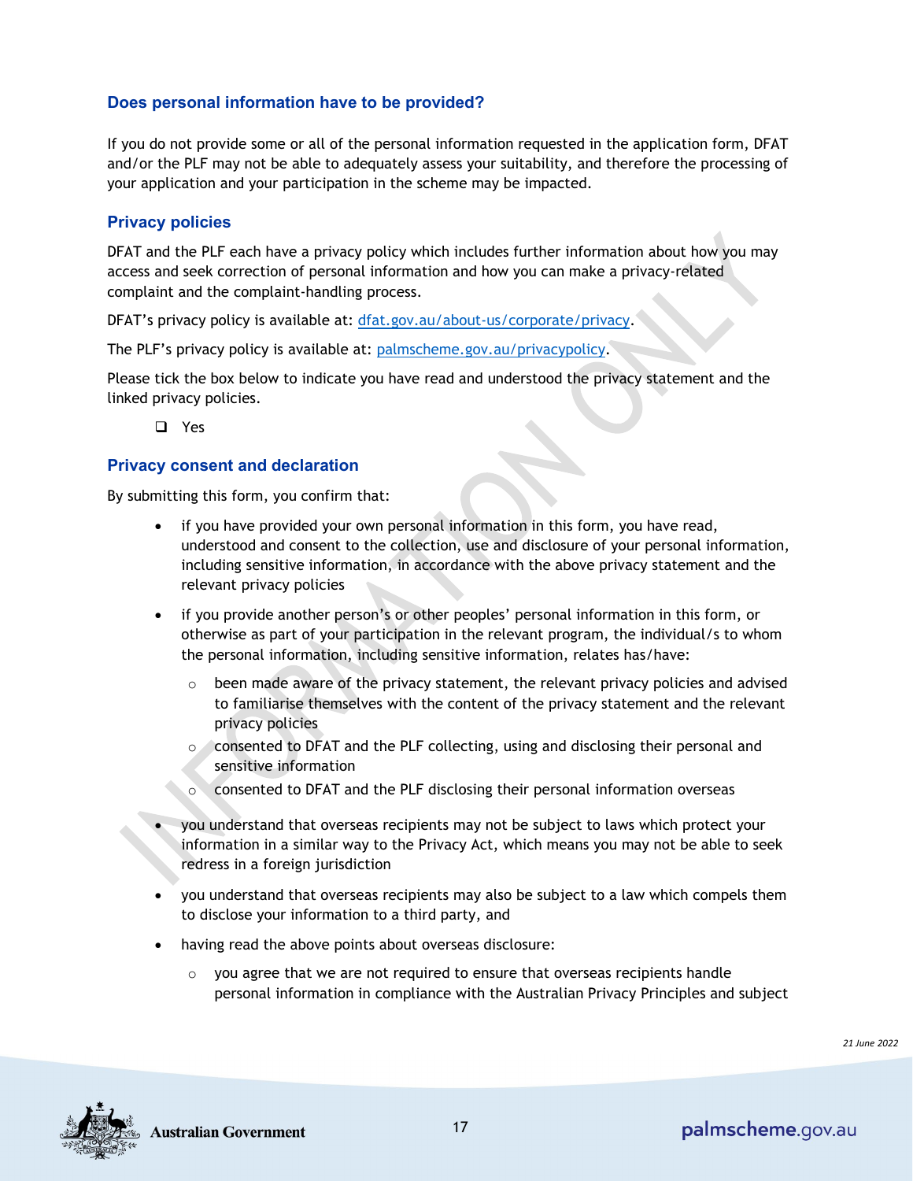## Does personal information have to be provided?

If you do not provide some or all of the personal information requested in the application form, DFAT and/or the PLF may not be able to adequately assess your suitability, and therefore the processing of your application and your participation in the scheme may be impacted.

## Privacy policies

DFAT and the PLF each have a privacy policy which includes further information about how you may access and seek correction of personal information and how you can make a privacy-related complaint and the complaint-handling process.

DFAT's privacy policy is available at: dfat.gov.au/about-us/corporate/privacy.

The PLF's privacy policy is available at: palmscheme.gov.au/privacypolicy.

Please tick the box below to indicate you have read and understood the privacy statement and the linked privacy policies.

- ☐ Yes

## Privacy consent and declaration

By submitting this form, you confirm that:

- if you have provided your own personal information in this form, you have read, understood and consent to the collection, use and disclosure of your personal information, including sensitive information, in accordance with the above privacy statement and the relevant privacy policies
- if you provide another person's or other peoples' personal information in this form, or otherwise as part of your participation in the relevant program, the individual/s to whom the personal information, including sensitive information, relates has/have:
  - been made aware of the privacy statement, the relevant privacy policies and advised to familiarise themselves with the content of the privacy statement and the relevant privacy policies
  - consented to DFAT and the PLF collecting, using and disclosing their personal and sensitive information
  - consented to DFAT and the PLF disclosing their personal information overseas
- you understand that overseas recipients may not be subject to laws which protect your information in a similar way to the Privacy Act, which means you may not be able to seek redress in a foreign jurisdiction
- you understand that overseas recipients may also be subject to a law which compels them to disclose your information to a third party, and
- having read the above points about overseas disclosure:
  - you agree that we are not required to ensure that overseas recipients handle personal information in compliance with the Australian Privacy Principles and subject

*21 June 2022*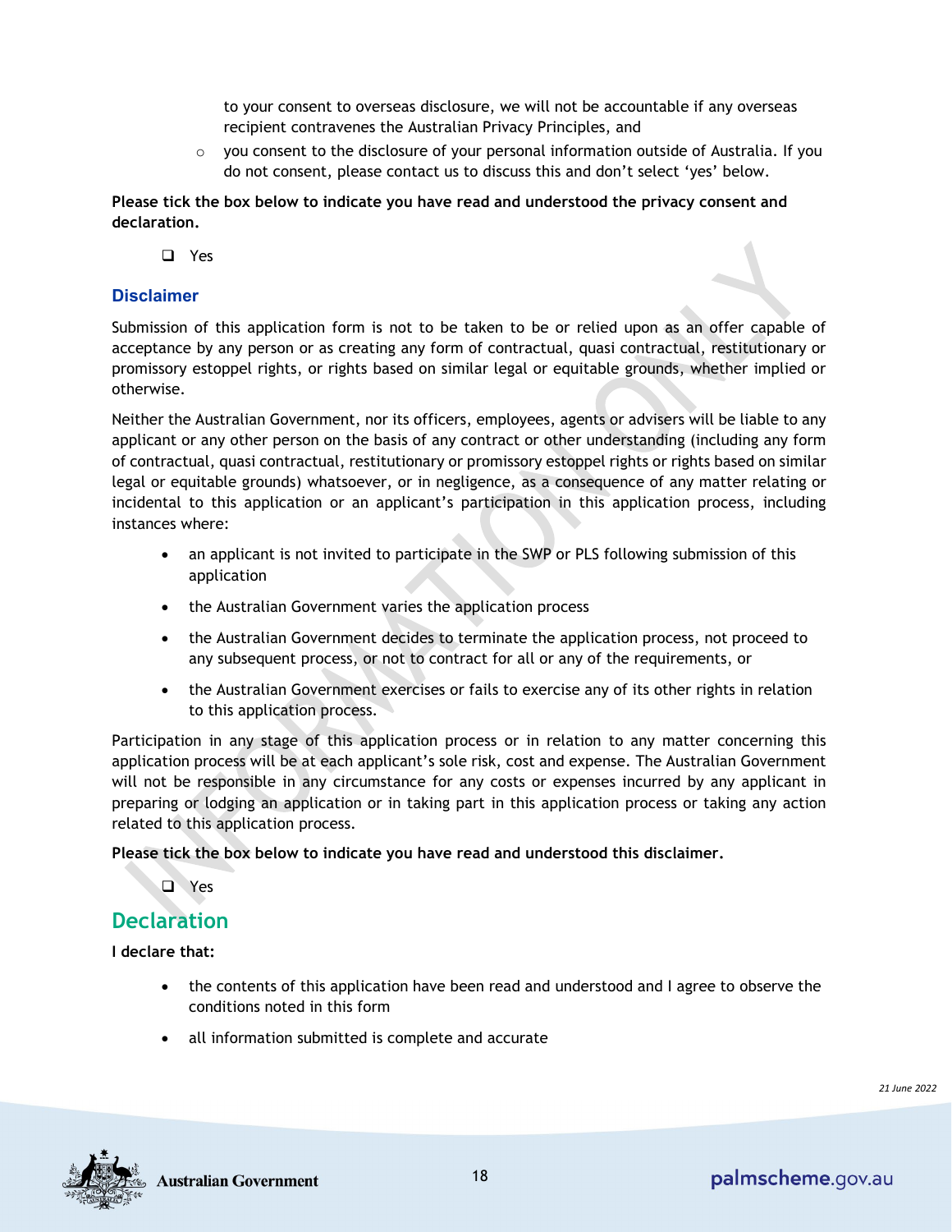to your consent to overseas disclosure, we will not be accountable if any overseas recipient contravenes the Australian Privacy Principles, and

   - you consent to the disclosure of your personal information outside of Australia. If you do not consent, please contact us to discuss this and don't select 'yes' below.

**Please tick the box below to indicate you have read and understood the privacy consent and declaration.**

- ❑ Yes

### Disclaimer

Submission of this application form is not to be taken to be or relied upon as an offer capable of acceptance by any person or as creating any form of contractual, quasi contractual, restitutionary or promissory estoppel rights, or rights based on similar legal or equitable grounds, whether implied or otherwise.

Neither the Australian Government, nor its officers, employees, agents or advisers will be liable to any applicant or any other person on the basis of any contract or other understanding (including any form of contractual, quasi contractual, restitutionary or promissory estoppel rights or rights based on similar legal or equitable grounds) whatsoever, or in negligence, as a consequence of any matter relating or incidental to this application or an applicant's participation in this application process, including instances where:

- an applicant is not invited to participate in the SWP or PLS following submission of this application
- the Australian Government varies the application process
- the Australian Government decides to terminate the application process, not proceed to any subsequent process, or not to contract for all or any of the requirements, or
- the Australian Government exercises or fails to exercise any of its other rights in relation to this application process.

Participation in any stage of this application process or in relation to any matter concerning this application process will be at each applicant's sole risk, cost and expense. The Australian Government will not be responsible in any circumstance for any costs or expenses incurred by any applicant in preparing or lodging an application or in taking part in this application process or taking any action related to this application process.

**Please tick the box below to indicate you have read and understood this disclaimer.**

- ❑ Yes

## Declaration

**I declare that:**

- the contents of this application have been read and understood and I agree to observe the conditions noted in this form
- all information submitted is complete and accurate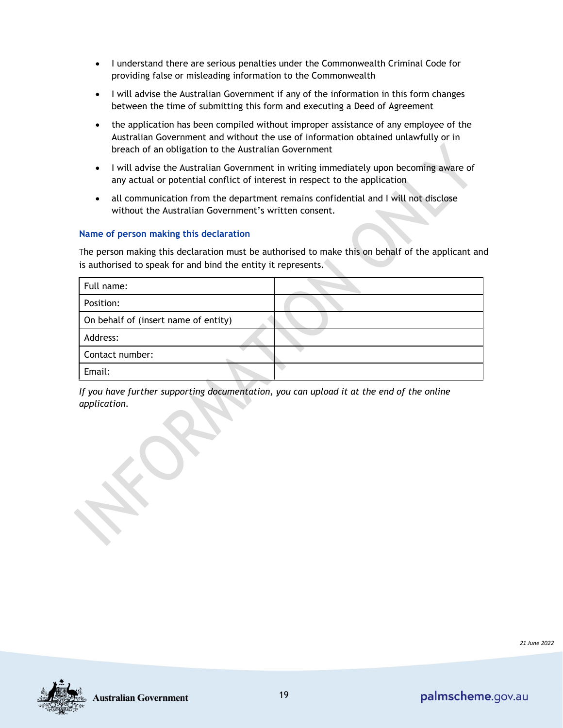- I understand there are serious penalties under the Commonwealth Criminal Code for providing false or misleading information to the Commonwealth
- I will advise the Australian Government if any of the information in this form changes between the time of submitting this form and executing a Deed of Agreement
- the application has been compiled without improper assistance of any employee of the Australian Government and without the use of information obtained unlawfully or in breach of an obligation to the Australian Government
- I will advise the Australian Government in writing immediately upon becoming aware of any actual or potential conflict of interest in respect to the application
- all communication from the department remains confidential and I will not disclose without the Australian Government's written consent.

### Name of person making this declaration

The person making this declaration must be authorised to make this on behalf of the applicant and is authorised to speak for and bind the entity it represents.

| | |
|---|---|
| Full name: | |
| Position: | |
| On behalf of (insert name of entity) | |
| Address: | |
| Contact number: | |
| Email: | |

*If you have further supporting documentation, you can upload it at the end of the online application.*